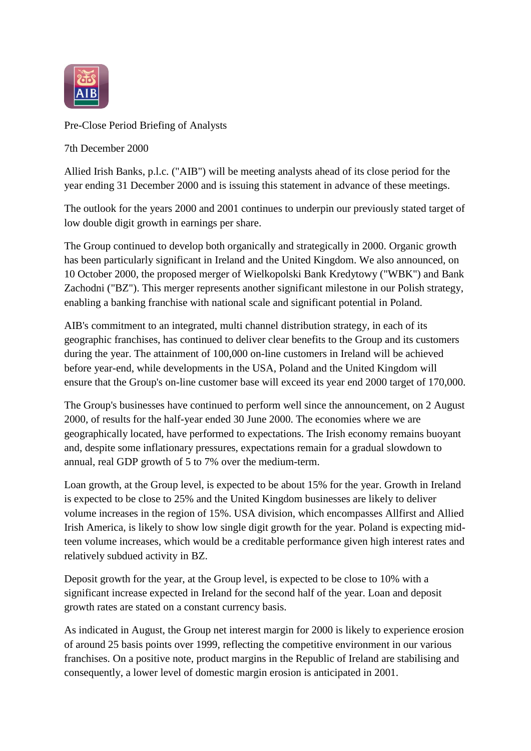Pre-Close Period Briefing of Analysts

7th December 2000

Allied Irish Banks, p.l.c. ("AIB") will be meeting analysts ahead of its close period for the year ending 31 December 2000 and is issuing this statement in advance of these meetings.

The outlook for the years 2000 and 2001 continues to underpin our previously stated target of low double digit growth in earnings per share.

The Group continued to develop both organically and strategically in 2000. Organic growth has been particularly significant in Ireland and the United Kingdom. We also announced, on 10 October 2000, the proposed merger of Wielkopolski Bank Kredytowy ("WBK") and Bank Zachodni ("BZ"). This merger represents another significant milestone in our Polish strategy, enabling a banking franchise with national scale and significant potential in Poland.

AIB's commitment to an integrated, multi channel distribution strategy, in each of its geographic franchises, has continued to deliver clear benefits to the Group and its customers during the year. The attainment of 100,000 on-line customers in Ireland will be achieved before year-end, while developments in the USA, Poland and the United Kingdom will ensure that the Group's on-line customer base will exceed its year end 2000 target of 170,000.

The Group's businesses have continued to perform well since the announcement, on 2 August 2000, of results for the half-year ended 30 June 2000. The economies where we are geographically located, have performed to expectations. The Irish economy remains buoyant and, despite some inflationary pressures, expectations remain for a gradual slowdown to annual, real GDP growth of 5 to 7% over the medium-term.

Loan growth, at the Group level, is expected to be about 15% for the year. Growth in Ireland is expected to be close to 25% and the United Kingdom businesses are likely to deliver volume increases in the region of 15%. USA division, which encompasses Allfirst and Allied Irish America, is likely to show low single digit growth for the year. Poland is expecting mid-teen volume increases, which would be a creditable performance given high interest rates and relatively subdued activity in BZ.

Deposit growth for the year, at the Group level, is expected to be close to 10% with a significant increase expected in Ireland for the second half of the year. Loan and deposit growth rates are stated on a constant currency basis.

As indicated in August, the Group net interest margin for 2000 is likely to experience erosion of around 25 basis points over 1999, reflecting the competitive environment in our various franchises. On a positive note, product margins in the Republic of Ireland are stabilising and consequently, a lower level of domestic margin erosion is anticipated in 2001.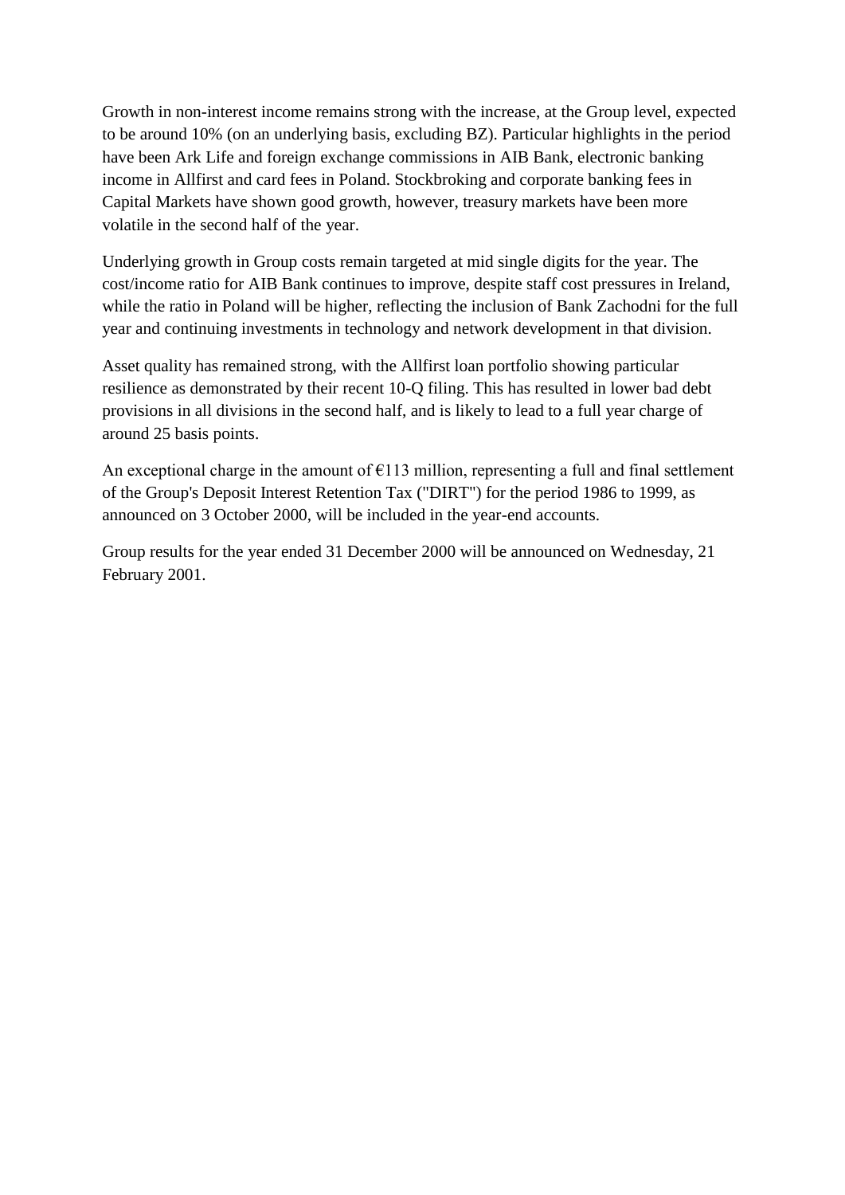Growth in non-interest income remains strong with the increase, at the Group level, expected to be around 10% (on an underlying basis, excluding BZ). Particular highlights in the period have been Ark Life and foreign exchange commissions in AIB Bank, electronic banking income in Allfirst and card fees in Poland. Stockbroking and corporate banking fees in Capital Markets have shown good growth, however, treasury markets have been more volatile in the second half of the year.

Underlying growth in Group costs remain targeted at mid single digits for the year. The cost/income ratio for AIB Bank continues to improve, despite staff cost pressures in Ireland, while the ratio in Poland will be higher, reflecting the inclusion of Bank Zachodni for the full year and continuing investments in technology and network development in that division.

Asset quality has remained strong, with the Allfirst loan portfolio showing particular resilience as demonstrated by their recent 10-Q filing. This has resulted in lower bad debt provisions in all divisions in the second half, and is likely to lead to a full year charge of around 25 basis points.

An exceptional charge in the amount of €113 million, representing a full and final settlement of the Group's Deposit Interest Retention Tax ("DIRT") for the period 1986 to 1999, as announced on 3 October 2000, will be included in the year-end accounts.

Group results for the year ended 31 December 2000 will be announced on Wednesday, 21 February 2001.